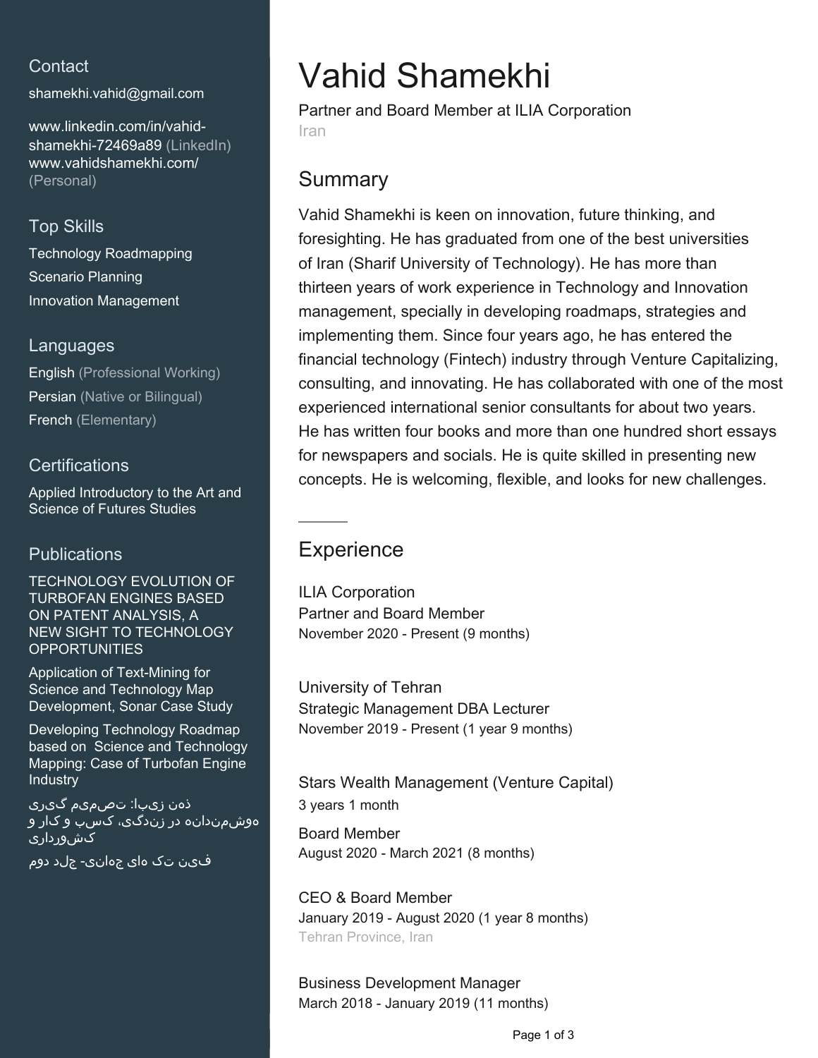## Contact

shamekhi.vahid@gmail.com

www.linkedin.com/in/vahid-shamekhi-72469a89 (LinkedIn)
www.vahidshamekhi.com/ (Personal)

## Top Skills

Technology Roadmapping
Scenario Planning
Innovation Management

## Languages

English (Professional Working)
Persian (Native or Bilingual)
French (Elementary)

## Certifications

Applied Introductory to the Art and Science of Futures Studies

## Publications

TECHNOLOGY EVOLUTION OF TURBOFAN ENGINES BASED ON PATENT ANALYSIS, A NEW SIGHT TO TECHNOLOGY OPPORTUNITIES

Application of Text-Mining for Science and Technology Map Development, Sonar Case Study

Developing Technology Roadmap based on Science and Technology Mapping: Case of Turbofan Engine Industry

ذهن زیبا: تصمیم گیری هوشمندانه در زندگی، کسب و کار و کشورداری

فین تک های جهانی- جلد دوم

# Vahid Shamekhi

Partner and Board Member at ILIA Corporation
Iran

## Summary

Vahid Shamekhi is keen on innovation, future thinking, and foresighting. He has graduated from one of the best universities of Iran (Sharif University of Technology). He has more than thirteen years of work experience in Technology and Innovation management, specially in developing roadmaps, strategies and implementing them. Since four years ago, he has entered the financial technology (Fintech) industry through Venture Capitalizing, consulting, and innovating. He has collaborated with one of the most experienced international senior consultants for about two years. He has written four books and more than one hundred short essays for newspapers and socials. He is quite skilled in presenting new concepts. He is welcoming, flexible, and looks for new challenges.

## Experience

ILIA Corporation
Partner and Board Member
November 2020 - Present (9 months)

University of Tehran
Strategic Management DBA Lecturer
November 2019 - Present (1 year 9 months)

Stars Wealth Management (Venture Capital)
3 years 1 month

Board Member
August 2020 - March 2021 (8 months)

CEO & Board Member
January 2019 - August 2020 (1 year 8 months)
Tehran Province, Iran

Business Development Manager
March 2018 - January 2019 (11 months)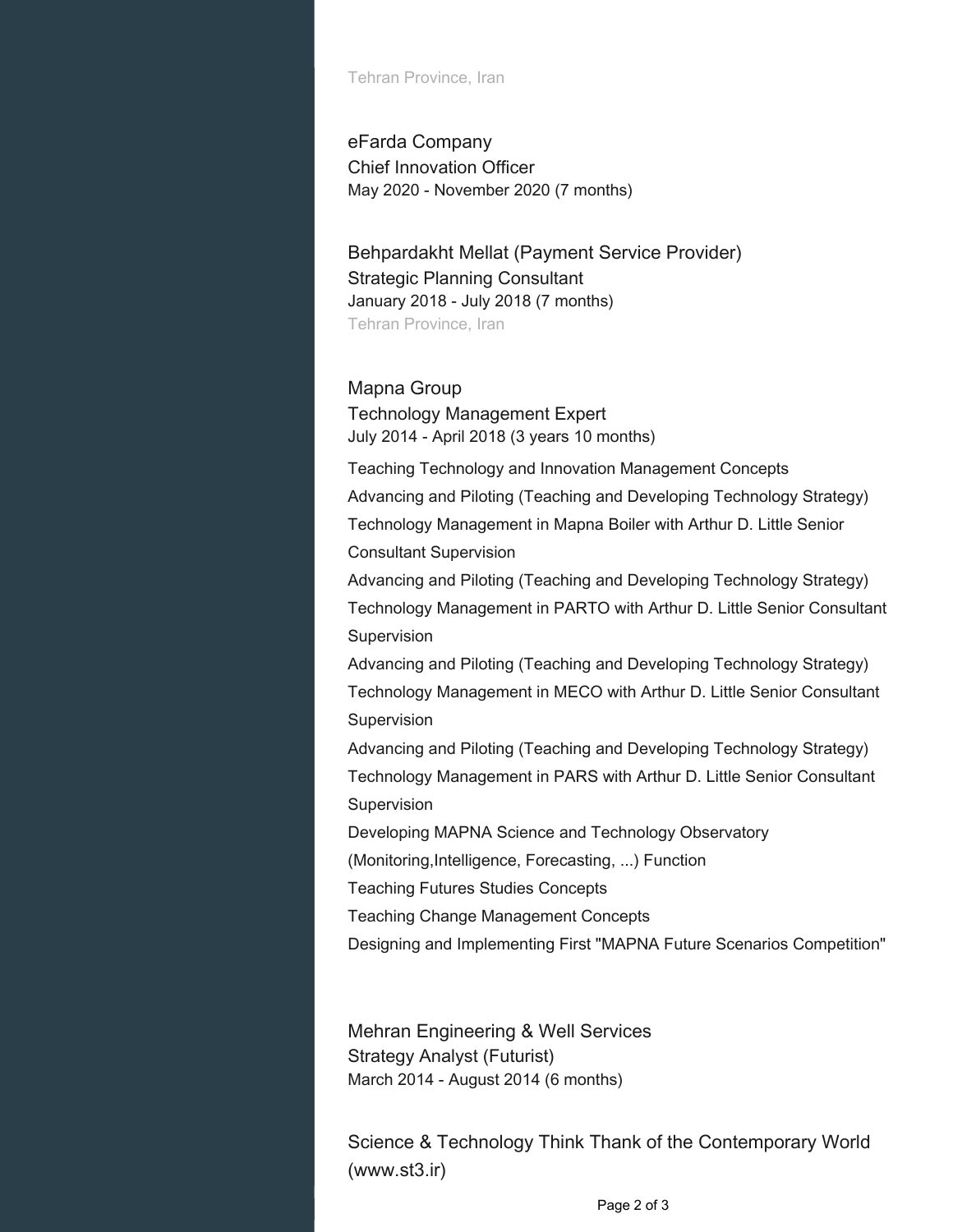Tehran Province, Iran

### eFarda Company
Chief Innovation Officer
May 2020 - November 2020 (7 months)

### Behpardakht Mellat (Payment Service Provider)
Strategic Planning Consultant
January 2018 - July 2018 (7 months)
Tehran Province, Iran

### Mapna Group
Technology Management Expert
July 2014 - April 2018 (3 years 10 months)

Teaching Technology and Innovation Management Concepts
Advancing and Piloting (Teaching and Developing Technology Strategy) Technology Management in Mapna Boiler with Arthur D. Little Senior Consultant Supervision
Advancing and Piloting (Teaching and Developing Technology Strategy) Technology Management in PARTO with Arthur D. Little Senior Consultant Supervision
Advancing and Piloting (Teaching and Developing Technology Strategy) Technology Management in MECO with Arthur D. Little Senior Consultant Supervision
Advancing and Piloting (Teaching and Developing Technology Strategy) Technology Management in PARS with Arthur D. Little Senior Consultant Supervision
Developing MAPNA Science and Technology Observatory (Monitoring,Intelligence, Forecasting, ...) Function
Teaching Futures Studies Concepts
Teaching Change Management Concepts
Designing and Implementing First "MAPNA Future Scenarios Competition"

### Mehran Engineering & Well Services
Strategy Analyst (Futurist)
March 2014 - August 2014 (6 months)

### Science & Technology Think Thank of the Contemporary World (www.st3.ir)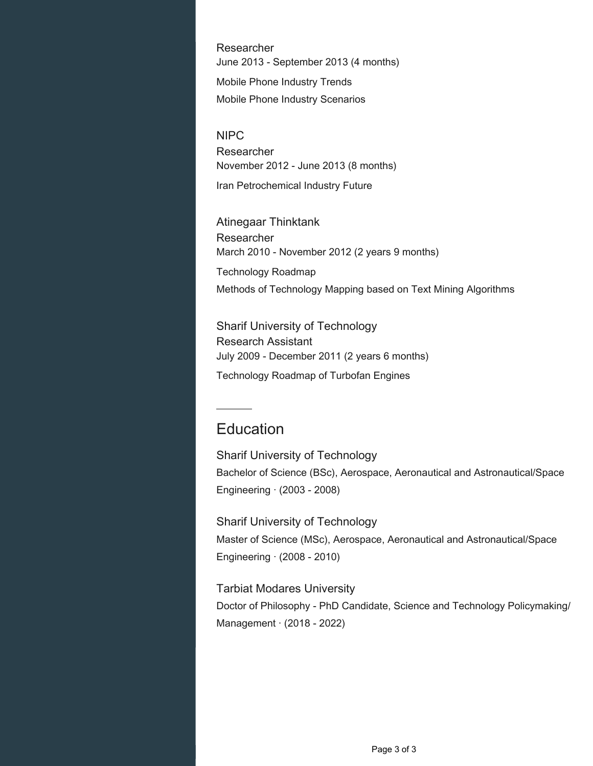Researcher
June 2013 - September 2013 (4 months)

Mobile Phone Industry Trends

Mobile Phone Industry Scenarios

### NIPC

Researcher
November 2012 - June 2013 (8 months)

Iran Petrochemical Industry Future

### Atinegaar Thinktank

Researcher
March 2010 - November 2012 (2 years 9 months)

Technology Roadmap

Methods of Technology Mapping based on Text Mining Algorithms

### Sharif University of Technology

Research Assistant
July 2009 - December 2011 (2 years 6 months)

Technology Roadmap of Turbofan Engines

## Education

### Sharif University of Technology

Bachelor of Science (BSc), Aerospace, Aeronautical and Astronautical/Space Engineering · (2003 - 2008)

### Sharif University of Technology

Master of Science (MSc), Aerospace, Aeronautical and Astronautical/Space Engineering · (2008 - 2010)

### Tarbiat Modares University

Doctor of Philosophy - PhD Candidate, Science and Technology Policymaking/ Management · (2018 - 2022)